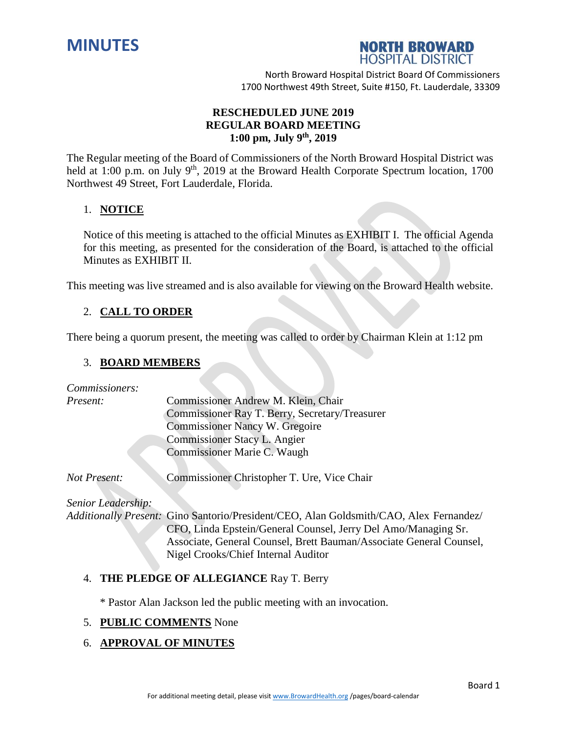# MINUTES

**NORTH BROWARD HOSPITAL DISTRICT**

North Broward Hospital District Board Of Commissioners
1700 Northwest 49th Street, Suite #150, Ft. Lauderdale, 33309

**RESCHEDULED JUNE 2019**
**REGULAR BOARD MEETING**
**1:00 pm, July 9th, 2019**

The Regular meeting of the Board of Commissioners of the North Broward Hospital District was held at 1:00 p.m. on July 9th, 2019 at the Broward Health Corporate Spectrum location, 1700 Northwest 49 Street, Fort Lauderdale, Florida.

1. **NOTICE**

   Notice of this meeting is attached to the official Minutes as EXHIBIT I. The official Agenda for this meeting, as presented for the consideration of the Board, is attached to the official Minutes as EXHIBIT II.

This meeting was live streamed and is also available for viewing on the Broward Health website.

2. **CALL TO ORDER**

There being a quorum present, the meeting was called to order by Chairman Klein at 1:12 pm

3. **BOARD MEMBERS**

*Commissioners:*

*Present:*
Commissioner Andrew M. Klein, Chair
Commissioner Ray T. Berry, Secretary/Treasurer
Commissioner Nancy W. Gregoire
Commissioner Stacy L. Angier
Commissioner Marie C. Waugh

*Not Present:* Commissioner Christopher T. Ure, Vice Chair

*Senior Leadership:*

*Additionally Present:* Gino Santorio/President/CEO, Alan Goldsmith/CAO, Alex Fernandez/CFO, Linda Epstein/General Counsel, Jerry Del Amo/Managing Sr. Associate, General Counsel, Brett Bauman/Associate General Counsel, Nigel Crooks/Chief Internal Auditor

4. **THE PLEDGE OF ALLEGIANCE** Ray T. Berry

   * Pastor Alan Jackson led the public meeting with an invocation.

5. **PUBLIC COMMENTS** None

6. **APPROVAL OF MINUTES**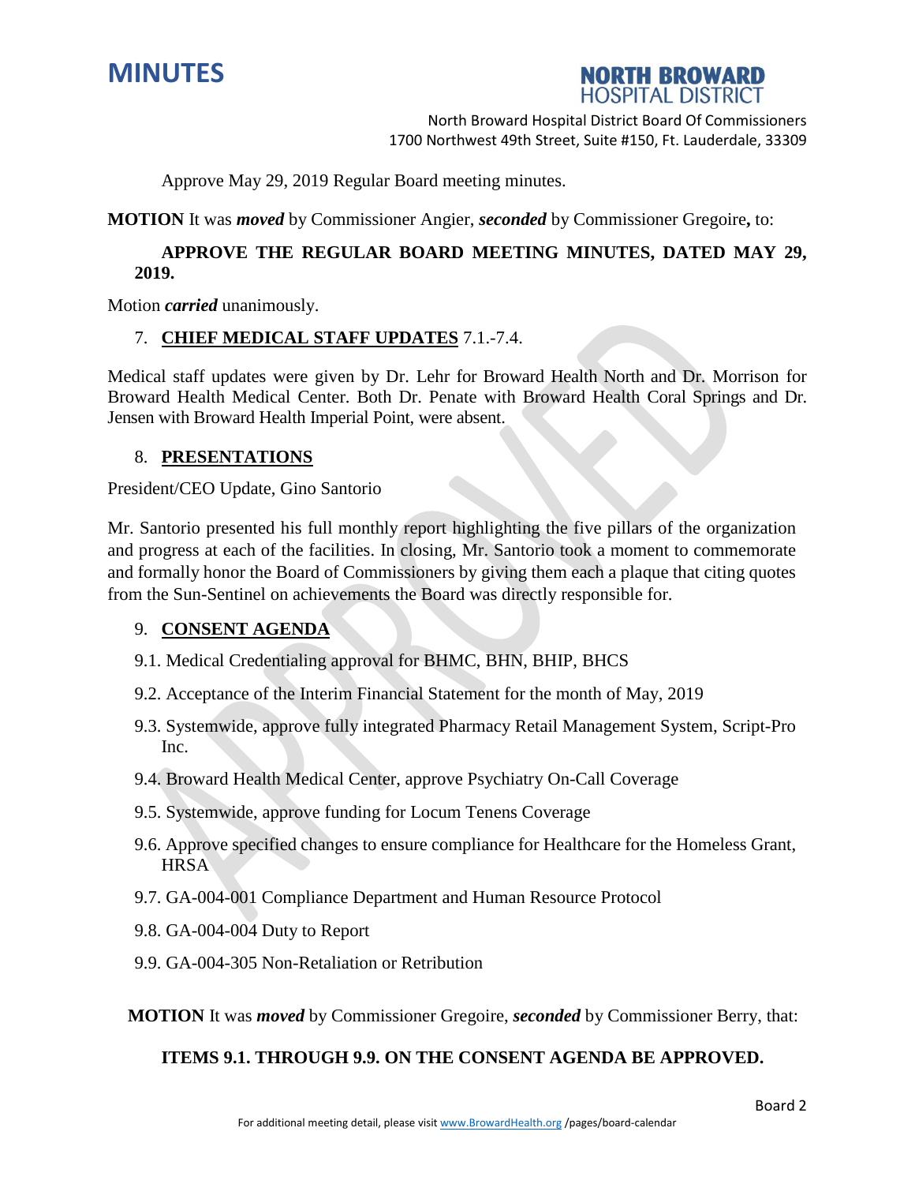Approve May 29, 2019 Regular Board meeting minutes.

**MOTION** It was ***moved*** by Commissioner Angier, ***seconded*** by Commissioner Gregoire**,** to:

**APPROVE THE REGULAR BOARD MEETING MINUTES, DATED MAY 29, 2019.**

Motion ***carried*** unanimously.

7. **CHIEF MEDICAL STAFF UPDATES** 7.1.-7.4.

Medical staff updates were given by Dr. Lehr for Broward Health North and Dr. Morrison for Broward Health Medical Center. Both Dr. Penate with Broward Health Coral Springs and Dr. Jensen with Broward Health Imperial Point, were absent.

8. **PRESENTATIONS**

President/CEO Update, Gino Santorio

Mr. Santorio presented his full monthly report highlighting the five pillars of the organization and progress at each of the facilities. In closing, Mr. Santorio took a moment to commemorate and formally honor the Board of Commissioners by giving them each a plaque that citing quotes from the Sun-Sentinel on achievements the Board was directly responsible for.

9. **CONSENT AGENDA**

9.1. Medical Credentialing approval for BHMC, BHN, BHIP, BHCS

9.2. Acceptance of the Interim Financial Statement for the month of May, 2019

9.3. Systemwide, approve fully integrated Pharmacy Retail Management System, Script-Pro Inc.

9.4. Broward Health Medical Center, approve Psychiatry On-Call Coverage

9.5. Systemwide, approve funding for Locum Tenens Coverage

9.6. Approve specified changes to ensure compliance for Healthcare for the Homeless Grant, HRSA

9.7. GA-004-001 Compliance Department and Human Resource Protocol

9.8. GA-004-004 Duty to Report

9.9. GA-004-305 Non-Retaliation or Retribution

**MOTION** It was ***moved*** by Commissioner Gregoire, ***seconded*** by Commissioner Berry, that:

**ITEMS 9.1. THROUGH 9.9. ON THE CONSENT AGENDA BE APPROVED.**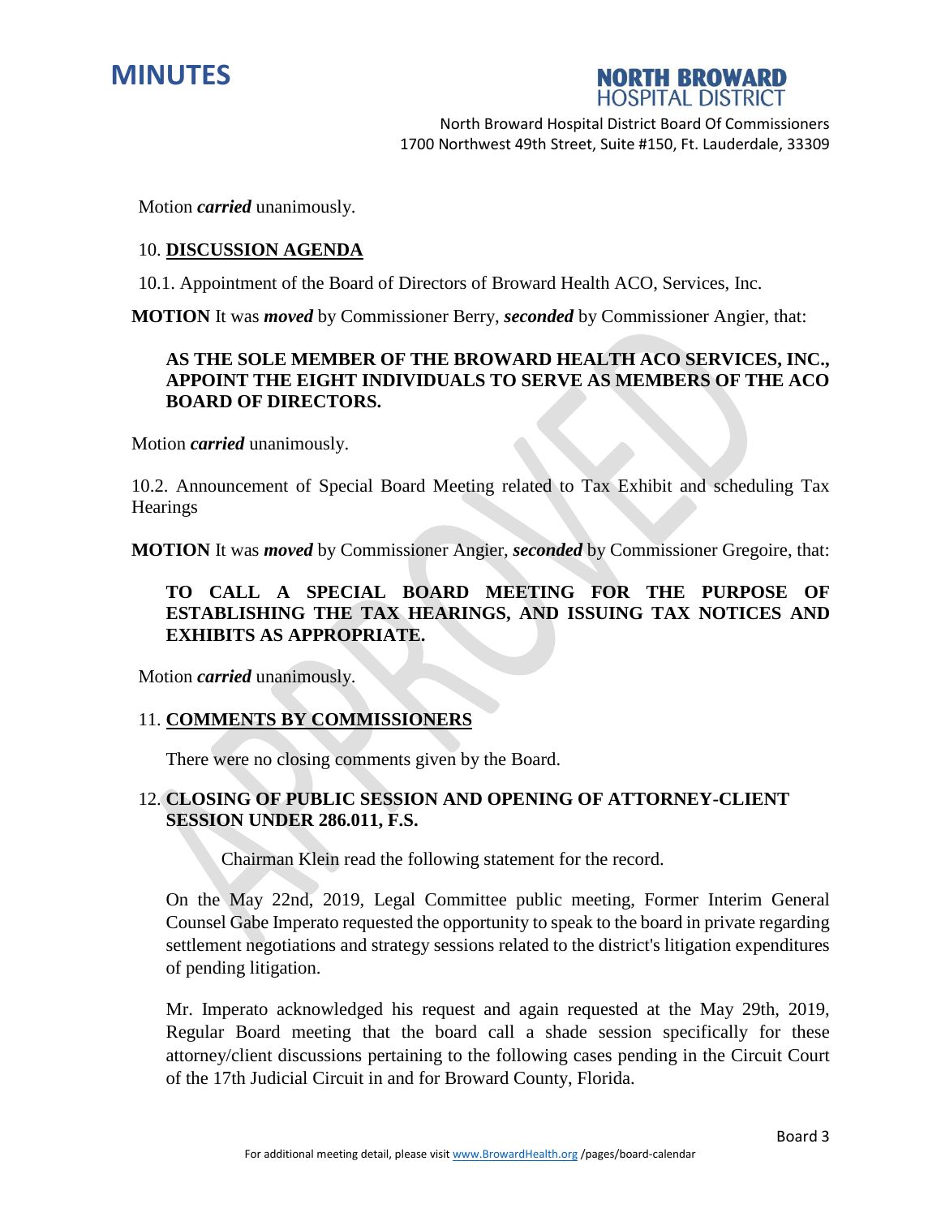Motion ***carried*** unanimously.

10. **DISCUSSION AGENDA**

10.1. Appointment of the Board of Directors of Broward Health ACO, Services, Inc.

**MOTION** It was ***moved*** by Commissioner Berry, ***seconded*** by Commissioner Angier, that:

**AS THE SOLE MEMBER OF THE BROWARD HEALTH ACO SERVICES, INC., APPOINT THE EIGHT INDIVIDUALS TO SERVE AS MEMBERS OF THE ACO BOARD OF DIRECTORS.**

Motion ***carried*** unanimously.

10.2. Announcement of Special Board Meeting related to Tax Exhibit and scheduling Tax Hearings

**MOTION** It was ***moved*** by Commissioner Angier, ***seconded*** by Commissioner Gregoire, that:

**TO CALL A SPECIAL BOARD MEETING FOR THE PURPOSE OF ESTABLISHING THE TAX HEARINGS, AND ISSUING TAX NOTICES AND EXHIBITS AS APPROPRIATE.**

Motion ***carried*** unanimously.

11. **COMMENTS BY COMMISSIONERS**

There were no closing comments given by the Board.

12. **CLOSING OF PUBLIC SESSION AND OPENING OF ATTORNEY-CLIENT SESSION UNDER 286.011, F.S.**

Chairman Klein read the following statement for the record.

On the May 22nd, 2019, Legal Committee public meeting, Former Interim General Counsel Gabe Imperato requested the opportunity to speak to the board in private regarding settlement negotiations and strategy sessions related to the district's litigation expenditures of pending litigation.

Mr. Imperato acknowledged his request and again requested at the May 29th, 2019, Regular Board meeting that the board call a shade session specifically for these attorney/client discussions pertaining to the following cases pending in the Circuit Court of the 17th Judicial Circuit in and for Broward County, Florida.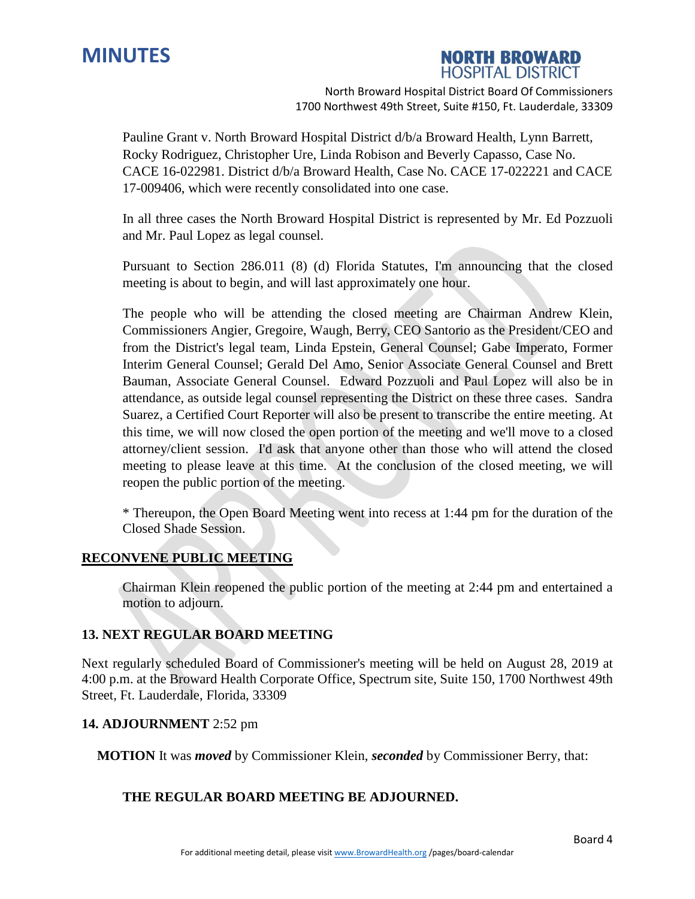Pauline Grant v. North Broward Hospital District d/b/a Broward Health, Lynn Barrett, Rocky Rodriguez, Christopher Ure, Linda Robison and Beverly Capasso, Case No. CACE 16-022981. District d/b/a Broward Health, Case No. CACE 17-022221 and CACE 17-009406, which were recently consolidated into one case.

In all three cases the North Broward Hospital District is represented by Mr. Ed Pozzuoli and Mr. Paul Lopez as legal counsel.

Pursuant to Section 286.011 (8) (d) Florida Statutes, I'm announcing that the closed meeting is about to begin, and will last approximately one hour.

The people who will be attending the closed meeting are Chairman Andrew Klein, Commissioners Angier, Gregoire, Waugh, Berry, CEO Santorio as the President/CEO and from the District's legal team, Linda Epstein, General Counsel; Gabe Imperato, Former Interim General Counsel; Gerald Del Amo, Senior Associate General Counsel and Brett Bauman, Associate General Counsel. Edward Pozzuoli and Paul Lopez will also be in attendance, as outside legal counsel representing the District on these three cases. Sandra Suarez, a Certified Court Reporter will also be present to transcribe the entire meeting. At this time, we will now closed the open portion of the meeting and we'll move to a closed attorney/client session. I'd ask that anyone other than those who will attend the closed meeting to please leave at this time. At the conclusion of the closed meeting, we will reopen the public portion of the meeting.

* Thereupon, the Open Board Meeting went into recess at 1:44 pm for the duration of the Closed Shade Session.

## RECONVENE PUBLIC MEETING

Chairman Klein reopened the public portion of the meeting at 2:44 pm and entertained a motion to adjourn.

## 13. NEXT REGULAR BOARD MEETING

Next regularly scheduled Board of Commissioner's meeting will be held on August 28, 2019 at 4:00 p.m. at the Broward Health Corporate Office, Spectrum site, Suite 150, 1700 Northwest 49th Street, Ft. Lauderdale, Florida, 33309

## 14. ADJOURNMENT 2:52 pm

**MOTION** It was ***moved*** by Commissioner Klein, ***seconded*** by Commissioner Berry, that:

**THE REGULAR BOARD MEETING BE ADJOURNED.**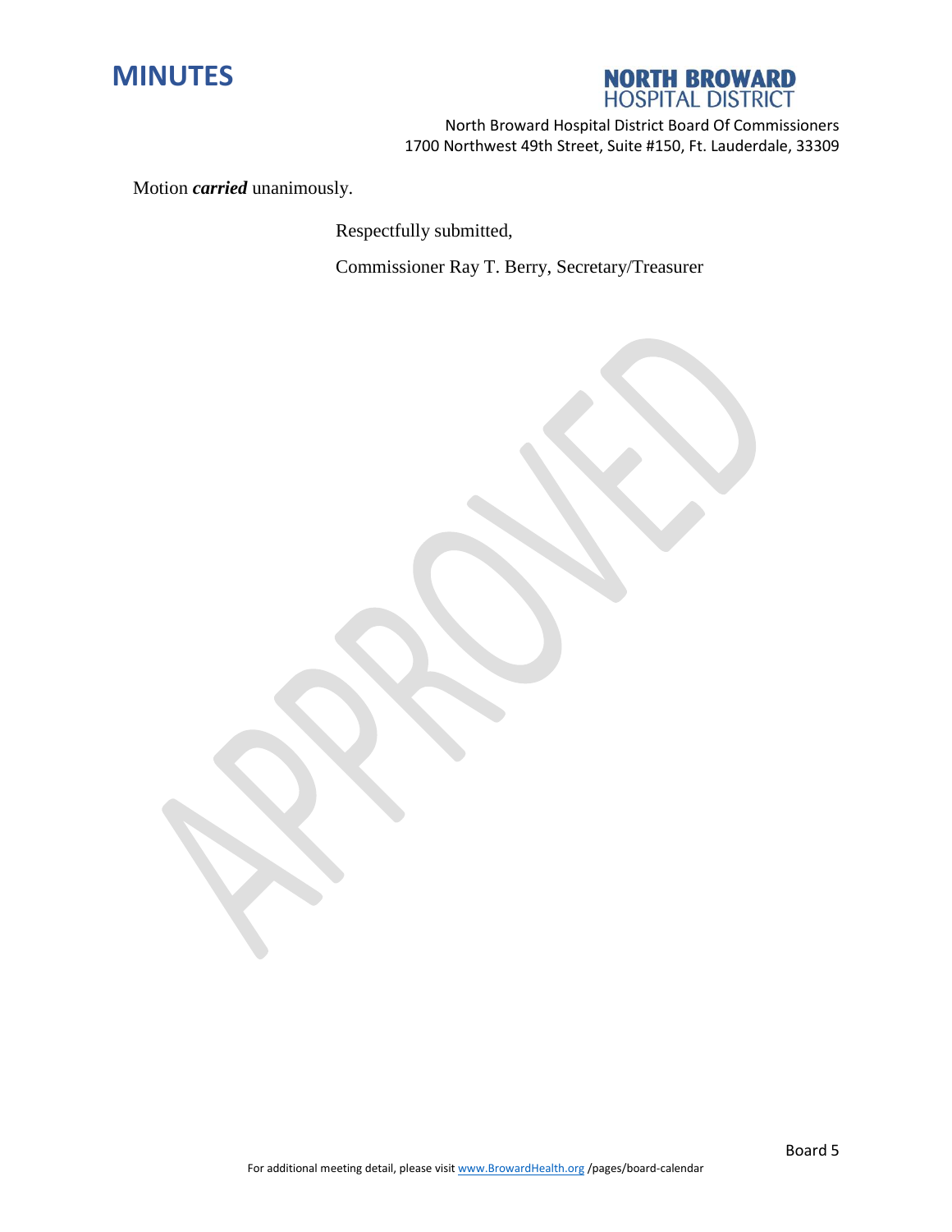Motion ***carried*** unanimously.

Respectfully submitted,

Commissioner Ray T. Berry, Secretary/Treasurer